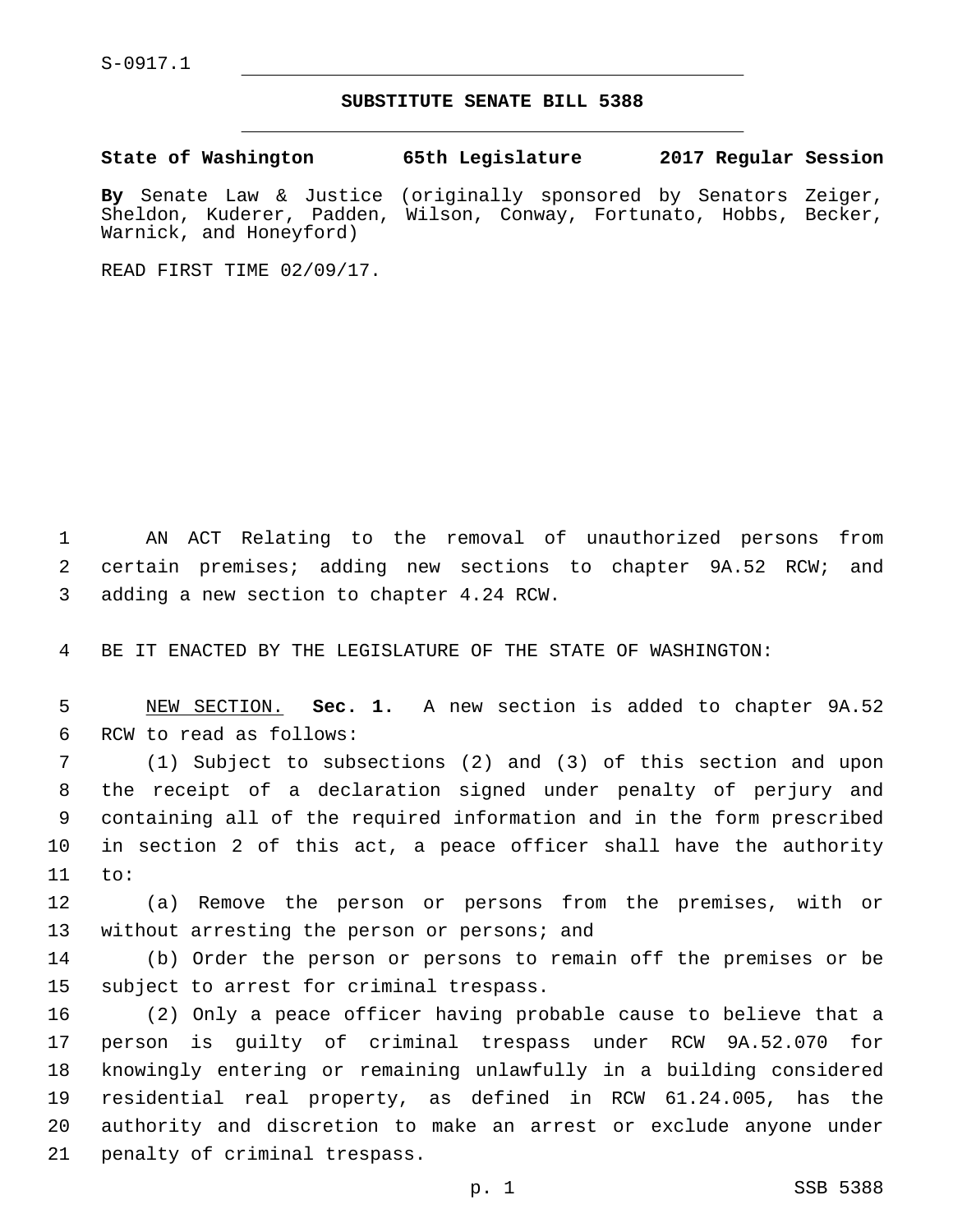S-0917.1

## SUBSTITUTE SENATE BILL 5388

**State of Washington 65th Legislature 2017 Regular Session**

**By** Senate Law & Justice (originally sponsored by Senators Zeiger, Sheldon, Kuderer, Padden, Wilson, Conway, Fortunato, Hobbs, Becker, Warnick, and Honeyford)

READ FIRST TIME 02/09/17.

AN ACT Relating to the removal of unauthorized persons from certain premises; adding new sections to chapter 9A.52 RCW; and adding a new section to chapter 4.24 RCW.

BE IT ENACTED BY THE LEGISLATURE OF THE STATE OF WASHINGTON:

NEW SECTION. **Sec. 1.** A new section is added to chapter 9A.52 RCW to read as follows:

(1) Subject to subsections (2) and (3) of this section and upon the receipt of a declaration signed under penalty of perjury and containing all of the required information and in the form prescribed in section 2 of this act, a peace officer shall have the authority to:

(a) Remove the person or persons from the premises, with or without arresting the person or persons; and

(b) Order the person or persons to remain off the premises or be subject to arrest for criminal trespass.

(2) Only a peace officer having probable cause to believe that a person is guilty of criminal trespass under RCW 9A.52.070 for knowingly entering or remaining unlawfully in a building considered residential real property, as defined in RCW 61.24.005, has the authority and discretion to make an arrest or exclude anyone under penalty of criminal trespass.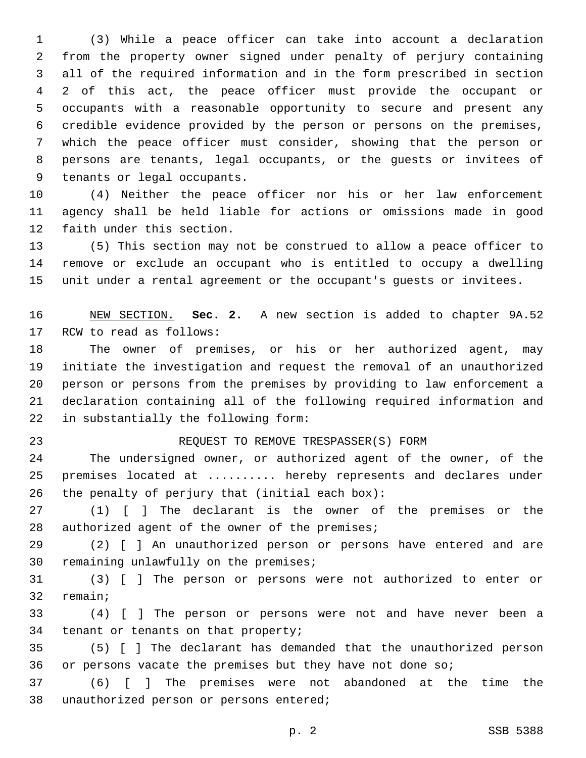(3) While a peace officer can take into account a declaration from the property owner signed under penalty of perjury containing all of the required information and in the form prescribed in section 2 of this act, the peace officer must provide the occupant or occupants with a reasonable opportunity to secure and present any credible evidence provided by the person or persons on the premises, which the peace officer must consider, showing that the person or persons are tenants, legal occupants, or the guests or invitees of tenants or legal occupants.

(4) Neither the peace officer nor his or her law enforcement agency shall be held liable for actions or omissions made in good faith under this section.

(5) This section may not be construed to allow a peace officer to remove or exclude an occupant who is entitled to occupy a dwelling unit under a rental agreement or the occupant's guests or invitees.

NEW SECTION. **Sec. 2.** A new section is added to chapter 9A.52 RCW to read as follows:

The owner of premises, or his or her authorized agent, may initiate the investigation and request the removal of an unauthorized person or persons from the premises by providing to law enforcement a declaration containing all of the following required information and in substantially the following form:

REQUEST TO REMOVE TRESPASSER(S) FORM

The undersigned owner, or authorized agent of the owner, of the premises located at .......... hereby represents and declares under the penalty of perjury that (initial each box):

(1) [ ] The declarant is the owner of the premises or the authorized agent of the owner of the premises;

(2) [ ] An unauthorized person or persons have entered and are remaining unlawfully on the premises;

(3) [ ] The person or persons were not authorized to enter or remain;

(4) [ ] The person or persons were not and have never been a tenant or tenants on that property;

(5) [ ] The declarant has demanded that the unauthorized person or persons vacate the premises but they have not done so;

(6) [ ] The premises were not abandoned at the time the unauthorized person or persons entered;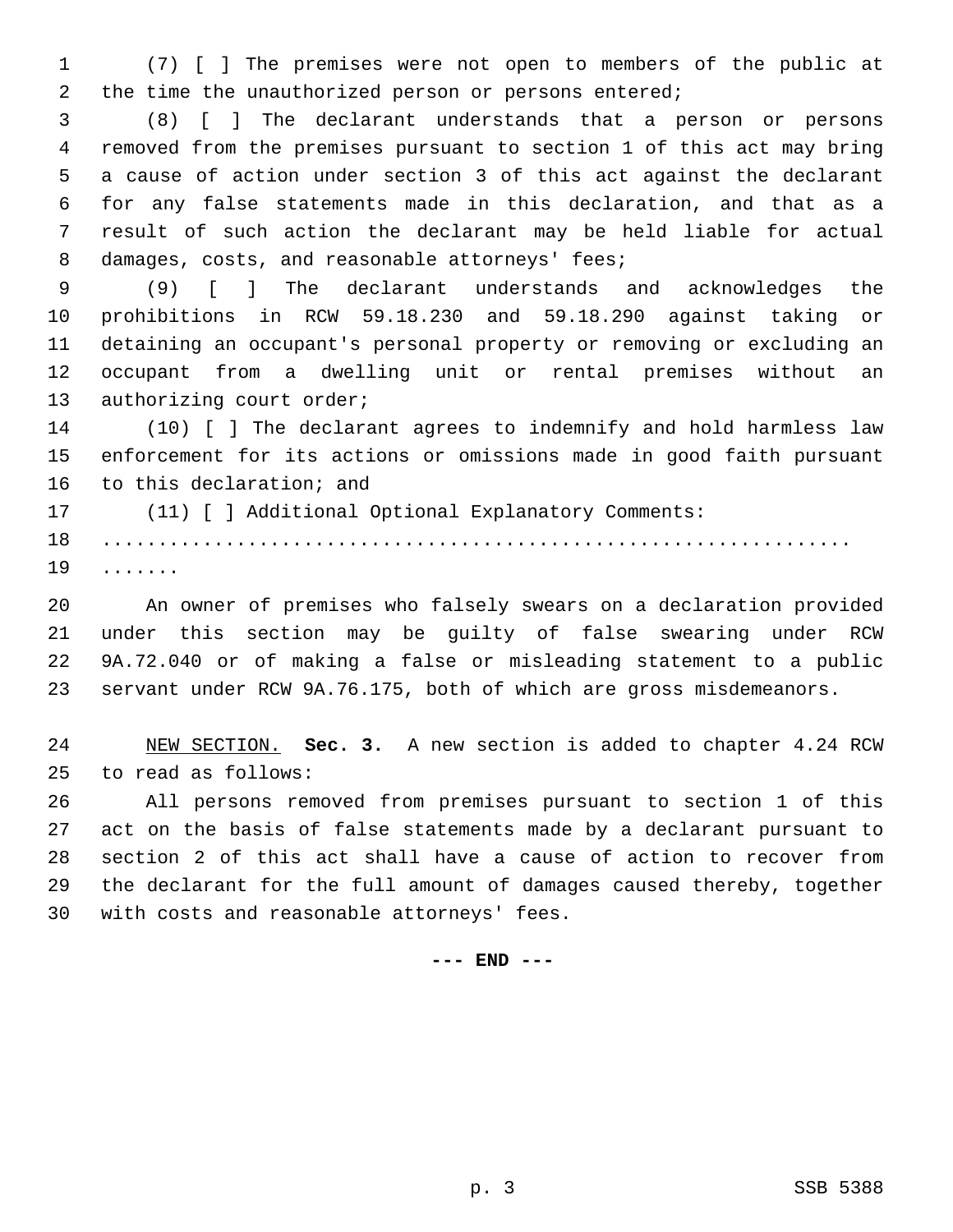(7) [ ] The premises were not open to members of the public at the time the unauthorized person or persons entered;

(8) [ ] The declarant understands that a person or persons removed from the premises pursuant to section 1 of this act may bring a cause of action under section 3 of this act against the declarant for any false statements made in this declaration, and that as a result of such action the declarant may be held liable for actual damages, costs, and reasonable attorneys' fees;

(9) [ ] The declarant understands and acknowledges the prohibitions in RCW 59.18.230 and 59.18.290 against taking or detaining an occupant's personal property or removing or excluding an occupant from a dwelling unit or rental premises without an authorizing court order;

(10) [ ] The declarant agrees to indemnify and hold harmless law enforcement for its actions or omissions made in good faith pursuant to this declaration; and

(11) [ ] Additional Optional Explanatory Comments:

...................................................................
.......

An owner of premises who falsely swears on a declaration provided under this section may be guilty of false swearing under RCW 9A.72.040 or of making a false or misleading statement to a public servant under RCW 9A.76.175, both of which are gross misdemeanors.

NEW SECTION. **Sec. 3.** A new section is added to chapter 4.24 RCW to read as follows:

All persons removed from premises pursuant to section 1 of this act on the basis of false statements made by a declarant pursuant to section 2 of this act shall have a cause of action to recover from the declarant for the full amount of damages caused thereby, together with costs and reasonable attorneys' fees.

**--- END ---**